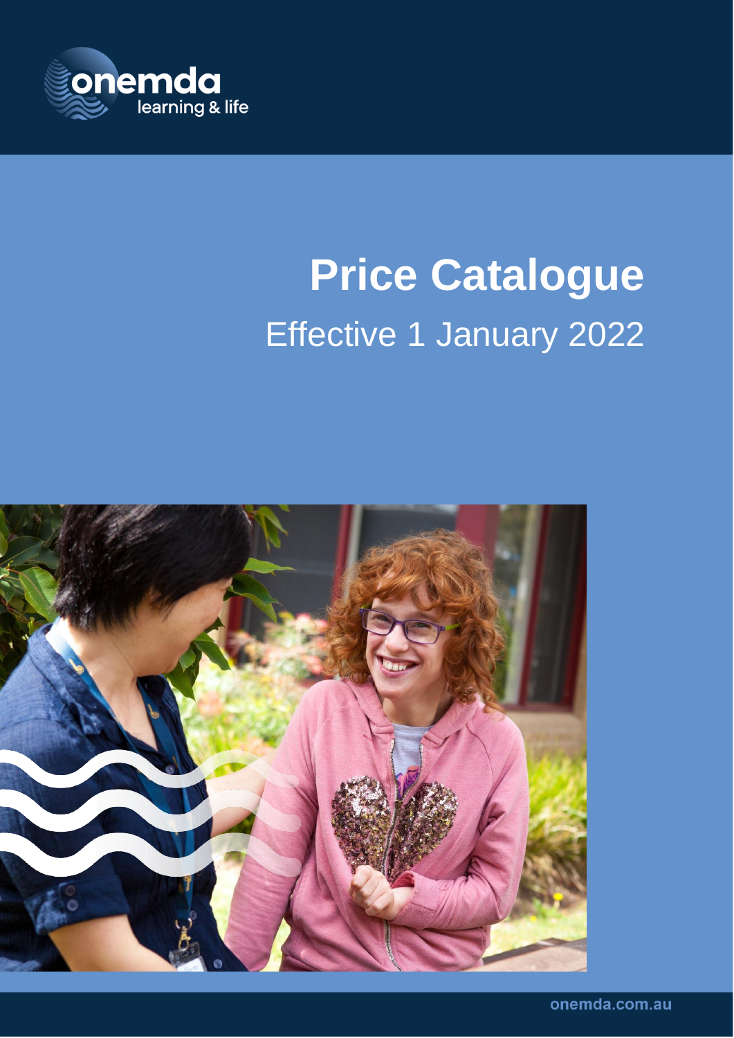onemda
learning & life

# Price Catalogue

Effective 1 January 2022

onemda.com.au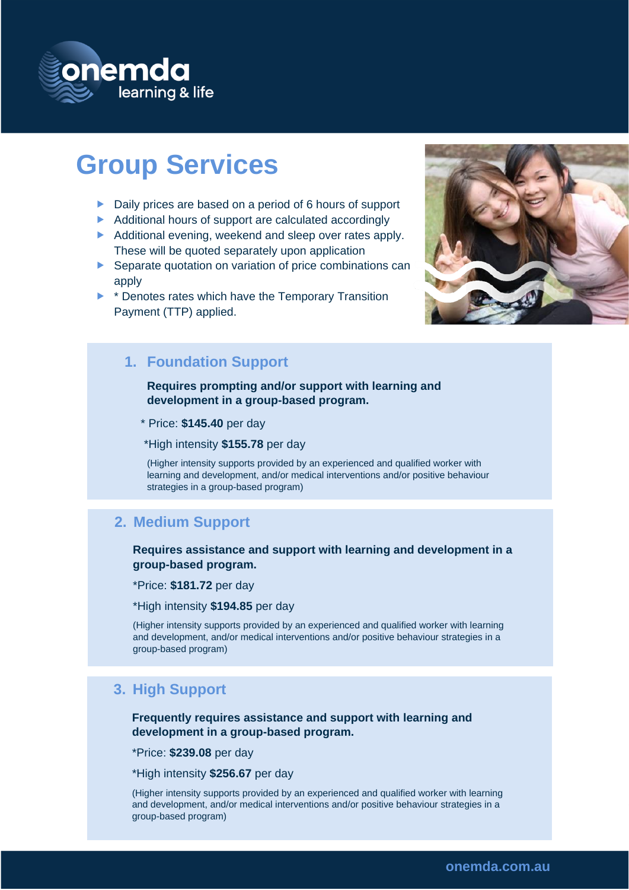# Group Services

- Daily prices are based on a period of 6 hours of support
- Additional hours of support are calculated accordingly
- Additional evening, weekend and sleep over rates apply. These will be quoted separately upon application
- Separate quotation on variation of price combinations can apply
- * Denotes rates which have the Temporary Transition Payment (TTP) applied.

## 1. Foundation Support

**Requires prompting and/or support with learning and development in a group-based program.**

* Price: **$145.40** per day

*High intensity **$155.78** per day

(Higher intensity supports provided by an experienced and qualified worker with learning and development, and/or medical interventions and/or positive behaviour strategies in a group-based program)

## 2. Medium Support

**Requires assistance and support with learning and development in a group-based program.**

*Price: **$181.72** per day

*High intensity **$194.85** per day

(Higher intensity supports provided by an experienced and qualified worker with learning and development, and/or medical interventions and/or positive behaviour strategies in a group-based program)

## 3. High Support

**Frequently requires assistance and support with learning and development in a group-based program.**

*Price: **$239.08** per day

*High intensity **$256.67** per day

(Higher intensity supports provided by an experienced and qualified worker with learning and development, and/or medical interventions and/or positive behaviour strategies in a group-based program)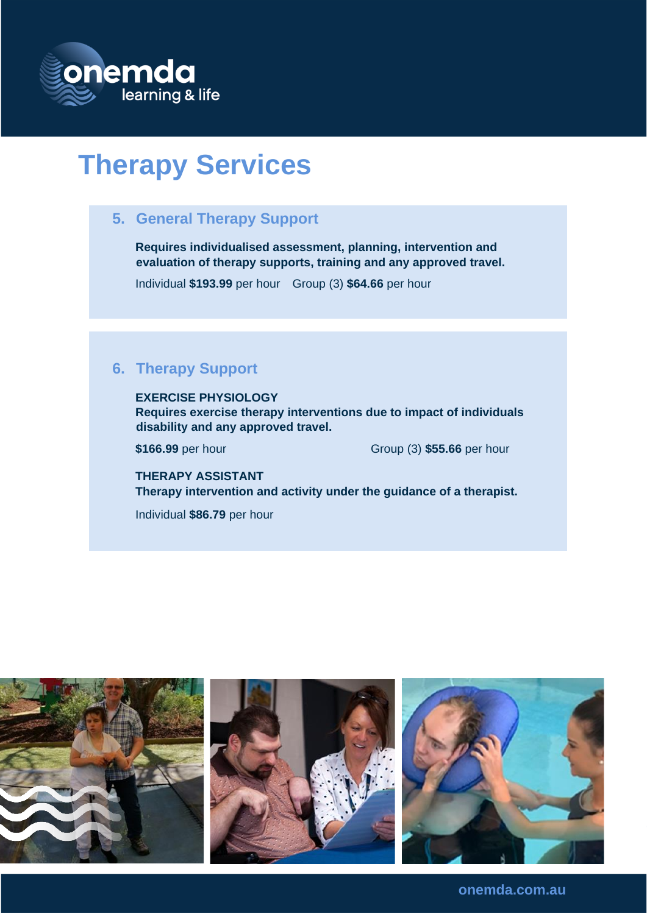# Therapy Services

## 5. General Therapy Support

**Requires individualised assessment, planning, intervention and evaluation of therapy supports, training and any approved travel.**

Individual **$193.99** per hour Group (3) **$64.66** per hour

## 6. Therapy Support

**EXERCISE PHYSIOLOGY**
**Requires exercise therapy interventions due to impact of individuals disability and any approved travel.**

**$166.99** per hour Group (3) **$55.66** per hour

**THERAPY ASSISTANT**
**Therapy intervention and activity under the guidance of a therapist.**

Individual **$86.79** per hour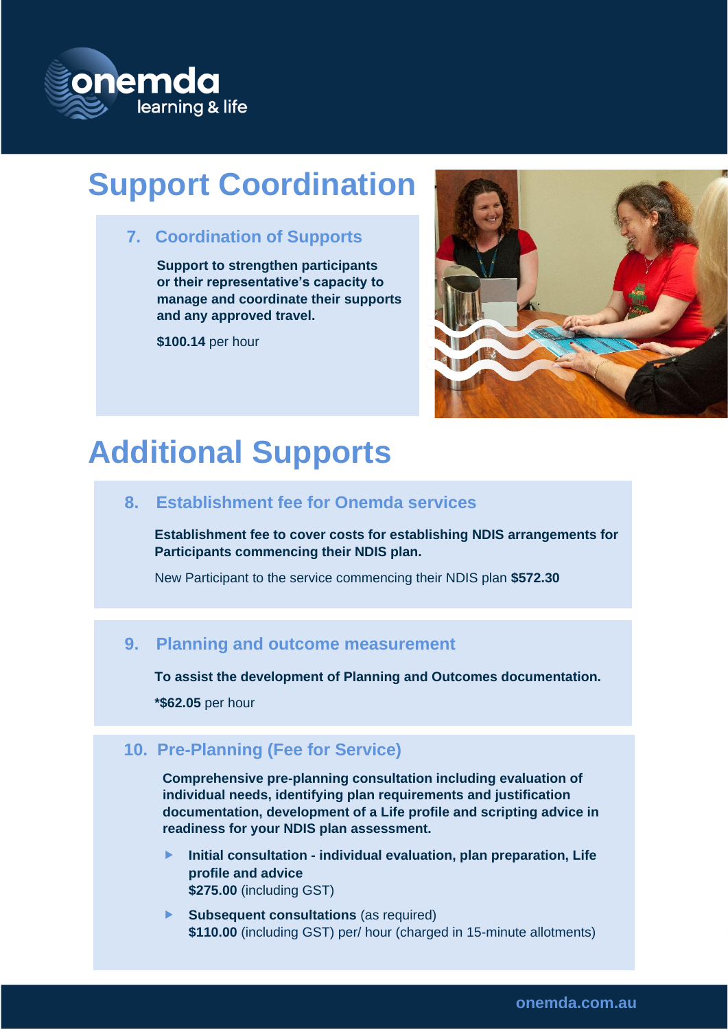# Support Coordination

### 7. Coordination of Supports

**Support to strengthen participants or their representative's capacity to manage and coordinate their supports and any approved travel.**

**$100.14** per hour

# Additional Supports

### 8. Establishment fee for Onemda services

**Establishment fee to cover costs for establishing NDIS arrangements for Participants commencing their NDIS plan.**

New Participant to the service commencing their NDIS plan **$572.30**

### 9. Planning and outcome measurement

**To assist the development of Planning and Outcomes documentation.**

**\*$62.05** per hour

### 10. Pre-Planning (Fee for Service)

**Comprehensive pre-planning consultation including evaluation of individual needs, identifying plan requirements and justification documentation, development of a Life profile and scripting advice in readiness for your NDIS plan assessment.**

- **Initial consultation - individual evaluation, plan preparation, Life profile and advice**
  **$275.00** (including GST)
- **Subsequent consultations** (as required)
  **$110.00** (including GST) per/ hour (charged in 15-minute allotments)

onemda.com.au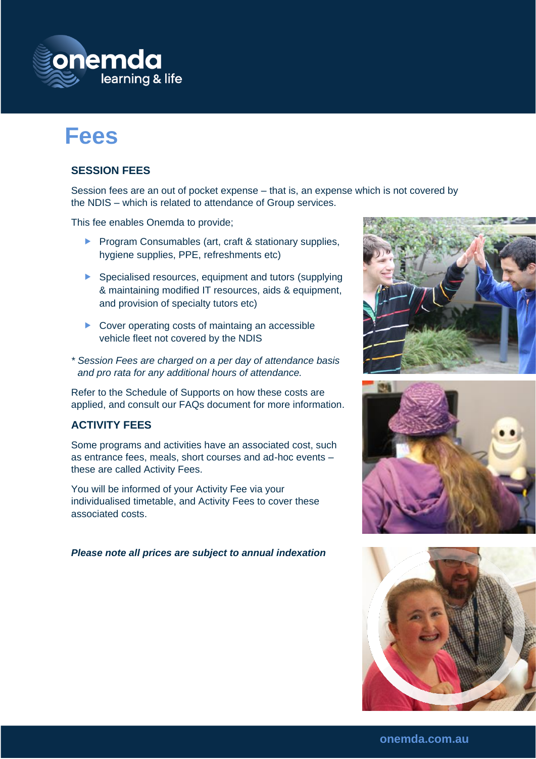onemda learning & life

# Fees

## SESSION FEES

Session fees are an out of pocket expense – that is, an expense which is not covered by the NDIS – which is related to attendance of Group services.

This fee enables Onemda to provide;

- Program Consumables (art, craft & stationary supplies, hygiene supplies, PPE, refreshments etc)
- Specialised resources, equipment and tutors (supplying & maintaining modified IT resources, aids & equipment, and provision of specialty tutors etc)
- Cover operating costs of maintaing an accessible vehicle fleet not covered by the NDIS

*\* Session Fees are charged on a per day of attendance basis and pro rata for any additional hours of attendance.*

Refer to the Schedule of Supports on how these costs are applied, and consult our FAQs document for more information.

## ACTIVITY FEES

Some programs and activities have an associated cost, such as entrance fees, meals, short courses and ad-hoc events – these are called Activity Fees.

You will be informed of your Activity Fee via your individualised timetable, and Activity Fees to cover these associated costs.

***Please note all prices are subject to annual indexation***

onemda.com.au